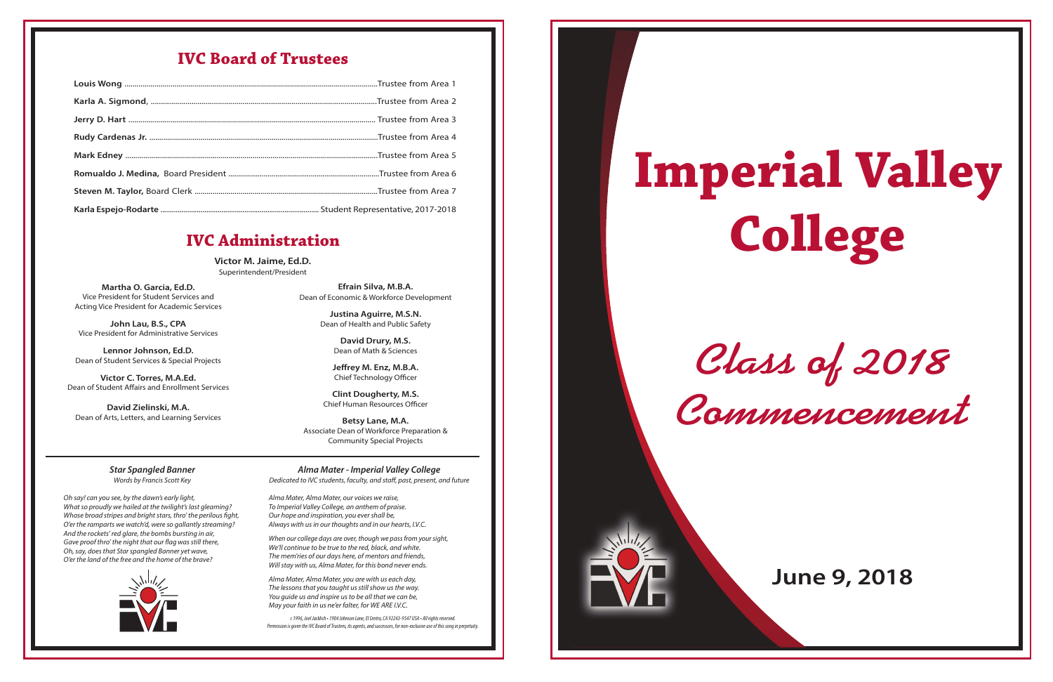## IVC Board of Trustees

| | |
|---|---|
| **Louis Wong** | Trustee from Area 1 |
| **Karla A. Sigmond**, | Trustee from Area 2 |
| **Jerry D. Hart** | Trustee from Area 3 |
| **Rudy Cardenas Jr.** | Trustee from Area 4 |
| **Mark Edney** | Trustee from Area 5 |
| **Romualdo J. Medina,** Board President | Trustee from Area 6 |
| **Steven M. Taylor,** Board Clerk | Trustee from Area 7 |
| **Karla Espejo-Rodarte** | Student Representative, 2017-2018 |

## IVC Administration

**Victor M. Jaime, Ed.D.**
Superintendent/President

**Martha O. Garcia, Ed.D.**
Vice President for Student Services and
Acting Vice President for Academic Services

**John Lau, B.S., CPA**
Vice President for Administrative Services

**Lennor Johnson, Ed.D.**
Dean of Student Services & Special Projects

**Victor C. Torres, M.A.Ed.**
Dean of Student Affairs and Enrollment Services

**David Zielinski, M.A.**
Dean of Arts, Letters, and Learning Services

**Efrain Silva, M.B.A.**
Dean of Economic & Workforce Development

**Justina Aguirre, M.S.N.**
Dean of Health and Public Safety

**David Drury, M.S.**
Dean of Math & Sciences

**Jeffrey M. Enz, M.B.A.**
Chief Technology Officer

**Clint Dougherty, M.S.**
Chief Human Resources Officer

**Betsy Lane, M.A.**
Associate Dean of Workforce Preparation &
Community Special Projects

---

***Star Spangled Banner***
*Words by Francis Scott Key*

*Oh say! can you see, by the dawn's early light,*
*What so proudly we hailed at the twilight's last gleaming?*
*Whose broad stripes and bright stars, thro' the perilous fight,*
*O'er the ramparts we watch'd, were so gallantly streaming?*
*And the rockets' red glare, the bombs bursting in air,*
*Gave proof thro' the night that our flag was still there,*
*Oh, say, does that Star spangled Banner yet wave,*
*O'er the land of the free and the home of the brave?*

***Alma Mater - Imperial Valley College***
*Dedicated to IVC students, faculty, and staff, past, present, and future*

*Alma Mater, Alma Mater, our voices we raise,*
*To Imperial Valley College, an anthem of praise.*
*Our hope and inspiration, you ever shall be,*
*Always with us in our thoughts and in our hearts, I.V.C.*

*When our college days are over, though we pass from your sight,*
*We'll continue to be true to the red, black, and white.*
*The mem'ries of our days here, of mentors and friends,*
*Will stay with us, Alma Mater, for this bond never ends.*

*Alma Mater, Alma Mater, you are with us each day,*
*The lessons that you taught us still show us the way.*
*You guide us and inspire us to be all that we can be,*
*May your faith in us ne'er falter, for WE ARE I.V.C.*

*c 1996, Joel Jacklich • 1904 Johnson Lane, El Centro, CA 92243-9547 USA • All rights reserved.*
*Permission is given the IVC Board of Trustees, its agents, and successors, for non-exclusive use of this song in perpetuity.*

---

# Imperial Valley College

## Class of 2018 Commencement

**June 9, 2018**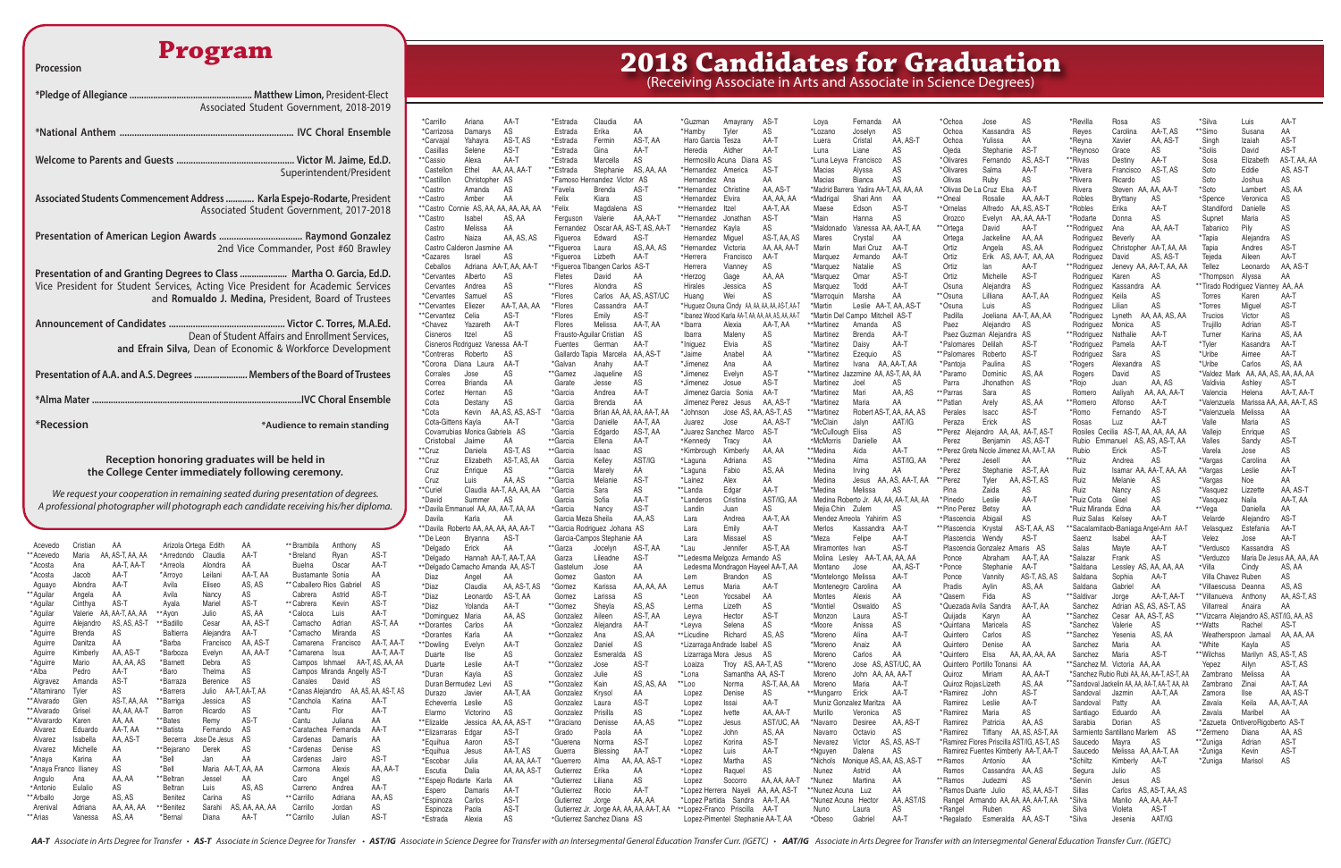# Program

Procession

*Pledge of Allegiance ........ Matthew Limon, President-Elect
Associated Student Government, 2018-2019

*National Anthem ........ IVC Choral Ensemble

Welcome to Parents and Guests ........ Victor M. Jaime, Ed.D.
Superintendent/President

Associated Students Commencement Address ........ Karla Espejo-Rodarte, President
Associated Student Government, 2017-2018

Presentation of American Legion Awards ........ Raymond Gonzalez
2nd Vice Commander, Post #60 Brawley

Presentation of and Granting Degrees to Class ........ Martha O. Garcia, Ed.D.
Vice President for Student Services, Acting Vice President for Academic Services
and Romualdo J. Medina, President, Board of Trustees

Announcement of Candidates ........ Victor C. Torres, M.A.Ed.
Dean of Student Affairs and Enrollment Services,
and Efrain Silva, Dean of Economic & Workforce Development

Presentation of A.A. and A.S. Degrees ........ Members of the Board of Trustees

*Alma Mater ........ IVC Choral Ensemble

*Recession  *Audience to remain standing

**Reception honoring graduates will be held in the College Center immediately following ceremony.**

*We request your cooperation in remaining seated during presentation of degrees. A professional photographer will photograph each candidate receiving his/her diploma.*

# 2018 Candidates for Graduation

## (Receiving Associate in Arts and Associate in Science Degrees)

| Last Name | First Name | Degree(s) |
|---|---|---|
| Acevedo | Cristian | AA |
| **Acevedo | Maria | AA, AS-T, AS, AA |
| *Acosta | Ana | AA-T, AA-T, AA-T |
| *Acosta | Jacob | AA-T |
| Aguayo | Alondra | AA-T |
| **Aguilar | Angela | AA |
| **Aguilar | Cinthya | AS-T |
| *Aguilar | Valerie | AA, AA-T, AA, AA |
| Aguirre | Alejandro | AS, AS, AS-T |
| *Aguirre | Brenda | AS |
| Aguirre | Danitza | AA |
| Aguirre | Kimberly | AA, AS-T |
| *Aguirre | Mario | AA, AA, AS |
| *Alba | Pedro | AA-T |
| Algravez | Amanda | AS-T |
| *Altamirano | Tyler | AS |
| **Alvarado | Glen | AS-T, AA, AA |
| **Alvarado | Grisel | AA, AA, AA-T |
| **Alvarardo | Karen | AA, AA |
| Alvarez | Eduardo | AA-T, AA |
| Alvarez | Isabella | AA, AS-T |
| Alvarez | Michelle | AA |
| *Alvarez | Karina | AA |
| *Anaya Franco | Illaney | AS |
| Angulo | Ana | AA, AA |
| *Antonio | Eulalio | AS |
| **Arballo | Jorge | AS, AS |
| Arenival | Adriana | AA, AA, AA |
| **Arias | Vanessa | AS, AA |
| Arizola Ortega | Edith | AA |
| *Arredondo | Claudia | AA-T |
| *Arreola | Alondra | AA |
| **Arroyo | Leilani | AA-T, AA |
| Avila | Eliseo | AS, AS |
| Avila | Nancy | AS |
| Ayala | Mariel | AS-T |
| **Ayon | Julio | AS, AA |
| **Badillo | Cesar | AA, AS-T |
| Balberra | Alejandra | AA-T |
| *Barba | Francisco | AA, AS-T |
| *Barboza | Evelyn | AA, AA-T |
| *Barnett | Debra | AS |
| *Baro | Thelma | AS |
| *Barraza | Berenice | AS |
| *Barrera | Julio | AA-T, AA-T, AA |
| **Barriga | Jessica | AS |
| Barron | Ricardo | AS |
| *Bates | Remy | AS-T |
| **Batista | Fernando | AS |
| Becerra | Jose De Jesus | AS |
| **Bejarano | Derek | AS |
| *Bell | Jan | AA |
| *Bell | Maria | AA-T, AA, AA |
| **Beltran | Jessel | AA |
| *Beltran | Luis | AS, AS |
| Benitez | Carina | AS |
| **Benitez | Sarahi | AS, AA, AA, AA |
| *Bernal | Diana | AA-T |
| **Brambila | Anthony | AS |
| *Breland | Ryan | AS-T |
| Buelna | Oscar | AA-T |
| Bustamante | Sonia | AA |
| **Caballero Rios | Gabriel | AS |
| Cabrera | Astrid | AS-T |
| **Cabrera | Kevin | AS-T |
| *Caloca | Luis | AA-T |
| Camacho | Adrian | AS-T, AA |
| *Camacho | Miranda | AS |
| Camarena | Francisco | AA-T, AA-T |
| *Camarena | Isua | AA-T, AA-T |
| Campos | Ishmael | AA-T, AS, AA, AA |
| Campos Miranda | Angelly | AS-T |
| Canales | David | AS |
| *Canas | Alejandro | AA, AS, AS-T, AS |
| *Canchola | Karina | AA-T |
| *Cantu | Flor | AA-T |
| Cantu | Juliana | AA |
| *Caratachea | Fernanda | AA-T |
| Cardenas | Damaris | AA |
| Cardenas | Denise | AS |
| Cardenas | Jairo | AS-T |
| Carmona | Alexis | AA, AA-T |
| Caro | Angel | AS |
| Carreno | Andrea | AA-T |
| **Carrillo | Adriana | AA, AS |
| Carrillo | Jordan | AS |
| **Carrillo | Julian | AS-T |
| *Carrillo | Ariana | AA-T |
| *Carrizosa | Damarys | AS |
| *Carvajal | Yahayra | AS-T, AS |
| Casillas | Selene | AS-T |
| **Casio | Alexa | AA-T |
| Castellon | Ethel | AA, AA, AA-T |
| *Castillon | Christopher | AS |
| *Castro | Amanda | AS |
| **Castro | Amber | AA |
| **Castro | Connie | AS, AA, AA, AA, AA |
| *Castro | Isabel | AS, AA |
| Castro | Melissa | AA |
| Castro | Naiza | AA, AS, AS |
| Castro Calderon | Jasmine | AA |
| *Cazares | Israel | AS |
| Ceballos | Adriana | AA-T, AA, AA-T |
| *Cervantes | Alberto | AS |
| Cervantes | Andrea | AS |
| *Cervantes | Samuel | AS |
| **Cervantes | Eliezer | AA-T, AA, AA |
| **Cervantez | Celia | AS-T |
| *Chavez | Yazareth | AA-T |
| Cisneros | Itzel | AS |
| Cisneros Rodriguez | Vanessa | AA-T |
| *Contreras | Roberto | AS |
| *Corona | Diana Laura | AA-T |
| Corrales | Jose | AS |
| Correa | Brianda | AA |
| Cortez | Hernan | AS |
| Cota | Destany | AS |
| *Cota | Kevin | AA, AS, AS, AS-T |
| Cota-Gittens | Kayla | AA-T |
| Covarrubias | Monica Gabriela | AS |
| Cristobal | Jaime | AA |
| **Cruz | Daniela | AS-T, AS |
| *Cruz | Elizabeth | AS-T, AS, AA |
| Cruz | Enrique | AS |
| Cruz | Luis | AA, AS |
| *Curiel | Claudia | AA-T, AA, AA, AA |
| *David | Summer | AS |
| **Davila | Emmanuel | AA, AA, AA-T, AA, AA |
| Davila | Karla | AA |
| **Davila | Roberto | AA, AA, AA, AA, AA-T |
| *De Leon | Bryanna | AS-T |
| *Delgado | Erick | AA |
| *Delgado | Hannah | AA-T, AA-T, AA |
| **Delgado Camacho | Amanda | AA, AS-T |
| Diaz | Angel | AA |
| *Diaz | Claudia | AA, AS-T, AS |
| *Diaz | Leonardo | AS-T, AA |
| *Diaz | Yolanda | AA-T |
| *Dominguez | Maria | AA, AS |
| **Dorantes | Carlos | AA |
| *Dorantes | Karla | AA |
| **Dowling | Evelyn | AA-T |
| Duarte | Ilse | AS |
| Duarte | Leslie | AA-T |
| **Duran | Kayla | AS |
| Duran Bermudez | Levi | AS |
| Durazo | Javier | AA-T, AA |
| Echeverria | Leslie | AS |
| Elarmo | Victorino | AS |
| **Elizalde | Jessica | AA, AA, AS-T |
| **Elizarraras | Edgar | AS-T |
| *Equihua | Aaron | AS-T |
| *Equihua | Jesus | AA-T, AS |
| *Escobar | Julia | AA, AA, AA, AA-T |
| Escutia | Dalia | AA, AA, AA-T |
| **Espejo Rodarte | Karla | AA |
| Espero | Damaris | AA-T |
| *Espinoza | Carlos | AS-T |
| Espinoza | Paola | AS-T |
| *Estrada | Alexia | AS |
| *Estrada | Claudia | AA |
| Estrada | Erika | AA |
| *Estrada | Fermin | AS-T, AA |
| *Estrada | Gina | AA-T |
| *Estrada | Marcella | AS |
| **Estrada | Stephanie | AS, AS, AA |
| *Famoso Hernandez | Victor | AS |
| *Favela | Brenda | AS-T |
| Felix | Kiara | AS |
| *Felix | Magdalena | AS |
| Ferguson | Valerie | AA, AA-T |
| Fernandez | Oscar | AA, AS-T, AS, AA-T |
| Figueroa | Edward | AS-T |
| **Figueroa | Laura | AS, AA, AS |
| *Figueroa | Lizbeth | AA-T |
| *Figueroa Tibangen | Carlos | AS-T |
| Fletes | David | AA |
| **Flores | Alondra | AS |
| *Flores | Carlos | AA, AS, AST/UC |
| *Flores | Cassandra | AA-T |
| *Flores | Emily | AS-T |
| Flores | Melissa | AA-T, AA |
| Frausto-Aguilar | Cristian | AS |
| Fuentes | German | AA-T |
| Gallardo Tapia | Marcela | AA, AS-T |
| *Galvan | Anahy | AA-T |
| **Gamez | Jaqueline | AS |
| Garate | Jesse | AS |
| *Garcia | Andrea | AA-T |
| Garcia | Brenda | AA |
| Garcia | Brian | AA, AA, AA, AA-T, AA |
| *Garcia | Danielle | AA-T, AA |
| *Garcia | Edgardo | AS-T, AA |
| **Garcia | Ellena | AA-T |
| *Garcia | Isaac | AS |
| Garcia | Kelley | AST/IG |
| *Garcia | Marely | AA |
| *Garcia | Melanie | AS-T |
| *Garcia | Sara | AS |
| Garcia | Sofia | AA-T |
| *Garcia | Nancy | AS-T |
| Garcia Meza | Sheila | AA, AS |
| *Garcia Rodriguez | Johana | AS |
| Garcia-Campos | Stephanie | AA |
| *Garza | Jocelyn | AS-T, AA |
| *Garza | Lileadne | AS-T |
| Gastelum | Jose | AA |
| Gomez | Gaston | AA |
| *Gomez | Karissa | AA, AA, AA |
| Gomez | Larissa | AS |
| **Gomez | Sheyla | AS, AS |
| Gonzalez | Aileen | AS-T, AA |
| *Gonzalez | Alejandra | AA-T |
| *Gonzalez | Ana | AS, AA |
| Gonzalez | Daniel | AS |
| Gonzalez | Esmeralda | AS |
| **Gonzalez | Jose | AS-T |
| Gonzalez | Julie | AS |
| **Gonzalez | Kain | AS, AS, AA |
| Gonzalez | Krysol | AA |
| Gonzalez | Laura | AS-T |
| Gonzalez | Prisilla | AS |
| **Graciano | Denisse | AA, AS |
| Grado | Paola | AA |
| *Guerena | Norma | AS-T |
| Guerra | Blessing | AA-T |
| *Guerrero | Alma | AA, AA, AS-T |
| Gutierrez | Erika | AA |
| *Gutierrez | Liliana | AS |
| *Gutierrez | Rocio | AA-T |
| Gutierrez | Jorge | AA |
| Gutierrez Jr. | Jorge | AA, AA, AA, AA-T, AA |
| *Gutierrez Sanchez | Diana | AS |
| *Guzman | Amayrany | AS-T |
| *Hamby | Tyler | AS |
| Haro Garcia | Tesza | AA |
| Heredia | Aldher | AA-T |
| Hermosillo Acuna | Diana | AS |
| *Hernandez | America | AS-T |
| Hernandez | Ana | AA |
| **Hernandez | Christine | AA, AS-T |
| *Hernandez | Elvira | AA, AA, AA |
| **Hernandez | Itzel | AA-T, AA |
| **Hernandez | Jonathan | AS-T |
| *Hernandez | Kayla | AS |
| Hernandez | Miguel | AS-T, AA, AA |
| **Hernandez | Victoria | AA, AA, AA-T |
| *Herrera | Francisco | AA-T |
| Herrera | Vianney | AS |
| *Herzog | Gage | AA, AA |
| Hirales | Jessica | AS |
| Huang | Wei | AS |
| *Huguez Osuna | Cindy | AA, AA, AA, AA, AS-T, AA-T |
| *Ibanez Wood | Karla | AA-T, AA, AA, AA, AS, AA, AA-T |
| *Ibarra | Alexia | AA-T, AA |
| Ibarra | Maleny | AS |
| *Iniguez | Elvia | AS |
| *Jaime | Anabel | AA |
| *Jimenez | Ana | AA |
| *Jimenez | Evelyn | AS-T |
| *Jimenez | Josue | AS-T |
| Jimenez Garcia | Sonia | AA-T |
| Jimenez Perez | Jesus | AA, AS-T |
| *Johnson | Jose | AS, AA, AS-T, AS |
| Juarez | Jose | AA, AS-T |
| *Juarez Sanchez | Marco | AS-T |
| *Kennedy | Tracy | AA |
| *Kimbrough | Kimberly | AA, AA |
| *Laguna | Adriana | AS |
| *Laguna | Fabio | AS, AA |
| *Lainez | Alex | AA |
| **Landa | Edgar | AA-T |
| *Landeros | Cristina | AST/IG, AA |
| Landin | Juan | AS |
| Lara | Andrea | AA-T, AA |
| Lara | Emily | AA-T |
| Lara | Missael | AS |
| *Lau | Jennifer | AS-T, AA |
| **Ledesma Melgoza | Armando | AS |
| Ledesma Mondragon | Hayeel | AA-T, AA |
| Lem | Brandon | AS |
| Lemus | Maria | AA-T |
| *Leon | Yocsabel | AA |
| Lerma | Lizeth | AS |
| Leyva | Hector | AS-T |
| *Leyva | Selena | AS |
| **Licudine | Richard | AS, AS |
| *Lizarraga Andrade | Isabel | AS |
| Lizarraga Mora | Jesus | AS |
| Loaiza | Troy | AS, AA-T, AS |
| *Lona | Samantha | AA, AS-T |
| **Loo | Norma | AS-T, AA, AA |
| Lopez | Denise | AS |
| Lopez | Issai | AA-T |
| *Lopez | Ivette | AA, AA-T |
| **Lopez | Jesus | AST/UC, AA |
| *Lopez | John | AS, AA |
| Lopez | Korina | AS-T |
| *Lopez | Luis | AA-T |
| *Lopez | Martha | AS |
| *Lopez | Raquel | AS |
| Lopez | Socorro | AA, AA, AA-T |
| *Lopez Herrera | Nayeli | AA, AA, AS-T |
| *Lopez Partida | Sandra | AA-T, AA |
| **Lopez-Frenco | Priscilla | AA-T |
| Lopez-Pimentel | Stephanie | AA-T, AA |
| Loya | Fernanda | AA |
| *Lozano | Joselyn | AS |
| Luera | Cristal | AA, AS-T |
| Luna | Liane | AS |
| Luna Leyva | Francisco | AS |
| Macias | Alyssa | AS |
| Macias | Bianca | AS |
| *Madrid Barrera | Yadira | AA-T, AA, AA, AA |
| *Madrigal | Shari Ann | AA |
| Maese | Edson | AS-T |
| *Main | Hanna | AS |
| *Maldonado | Vanessa | AA, AA-T, AA |
| Mares | Crystal | AA |
| Marin | Mari Cruz | AA-T |
| Marquez | Armando | AA-T |
| *Marquez | Natalie | AS |
| *Marquez | Omar | AS-T |
| Marquez | Todd | AA-T |
| *Marroquin | Marsha | AA |
| *Martin | Leslie | AA-T, AA, AS-T |
| *Martin Del Campo | Mitchell | AS-T |
| **Martinez | Amanda | AS |
| Martinez | Brenda | AA-T |
| *Martinez | Daisy | AA-T |
| **Martinez | Ezequio | AS |
| *Martinez | Ivana | AA, AA-T, AA |
| **Martinez | Jazzmine | AA, AS-T, AA, AA |
| Martinez | Joel | AS |
| *Martinez | Mari | AA, AS |
| *Martinez | Maria | AA |
| *Martinez | Robert | AS-T, AA, AA, AS |
| *McClain | Jalyn | AAT/IG |
| *McCullough | Elisa | AS |
| *McMorris | Danielle | AA |
| *Medina | Aida | AA-T |
| **Medina | Alma | AST/IG, AA |
| Medina | Irving | AA |
| Medina | Jesus | AS, AA, AS-T, AA |
| *Medina | Melissa | AS |
| Medina | Roberto Jr. | AA, AA, AA-T, AA, AA |
| Mejia Chin | Zulem | AS |
| Mendez Arreola | Yahirim | AS |
| Merlos | Kassandra | AA-T |
| *Meza | Felipe | AA-T |
| Miramontes | Ivan | AS-T |
| Molina | Lesley | AA-T, AA, AA, AA |
| Montano | Jose | AA, AS-T |
| *Montenegro | Melissa | AA-T |
| Montenegro | Carolina | AA |
| Montes | Alexis | AA |
| *Montiel | Oswaldo | AS |
| Monzon | Laura | AS-T |
| *Moore | Anissa | AS |
| *Moreno | Alina | AA-T |
| Moreno | Anaiz | AA |
| Moreno | Carlos | AA |
| **Moreno | Jose | AS, AST/UC, AA |
| Moreno | John | AA, AA, AA-T |
| Moreno | Maria | AA-T |
| **Mungarro | Erick | AA-T |
| Muniz Gonzalez | Maritza | AA |
| Murillo | Veronica | AS |
| *Navarro | Desiree | AA, AS-T |
| Navarro | Octavio | AS |
| Nevarez | Victor | AS, AS, AS-T |
| *Nguyen | Dalena | AS |
| *Nichols | Monique | AS, AA, AS, AS-T |
| *Nunez | Andrea | AA-T |
| Nunez | Astrid | AA |
| *Nunez | Martina | AA |
| **Nunez Acuna | Luz | AA |
| *Nunez Acuna | Hector | AA, AST/IS |
| Nuno | Laura | AS-T |
| *Oseguera | Gabriel | AA-T |
| *Ochoa | Jose | AS |
| Ochoa | Kassandra | AS |
| Ochoa | Yulissa | AA |
| Ojeda | Stephanie | AS-T |
| *Olivares | Fernando | AS, AS-T |
| *Olivares | Salma | AA-T |
| Olivas | Ruby | AS |
| *Olivas De La Cruz | Elsa | AA-T |
| *Oneal | Rosalie | AA, AA-T |
| *Ornelas | Alfredo | AA, AS, AS-T |
| Orozco | Evelyn | AA, AA, AA-T |
| **Ortega | David | AA-T |
| Ortega | Jackeline | AA, AA |
| Ortiz | Angela | AS, AA |
| Ortiz | Erik | AS, AA-T, AA, AA |
| Ortiz | Ian | AA-T |
| Ortiz | Michelle | AS-T |
| Osuna | Alejandra | AS |
| **Osuna | Lilliana | AA-T, AA |
| *Osuna | Luis | AS |
| Padilla | Joeliana | AA-T, AA, AA |
| Paez | Alejandro | AS |
| Paez Guzman | Alejandra | AS |
| **Palomares | Delilah | AS-T |
| **Palomares | Roberto | AS-T |
| *Pantoja | Paulina | AS |
| *Paramo | Dominic | AS, AA |
| Parra | Jhonathon | AS |
| **Parras | Sara | AS |
| **Patlan | Arely | AS, AA |
| Perales | Isacc | AS-T |
| Peraza | Erick | AS |
| **Perez | Alejandro | AA, AA, AA-T, AS-T |
| Perez | Benjamin | AS, AS-T |
| **Perez | Greta Nicole Jimenez | AA, AA-T, AA |
| *Perez | Jesell | AA |
| *Perez | Stephanie | AS-T, AA |
| **Perez | Tyler | AA, AS-T, AS |
| Pina | Zaida | AS |
| *Pinedo | Leslie | AA-T |
| **Pino Perez | Betsy | AA |
| *Plascencia | Abigail | AS |
| **Plascencia | Krystal | AS-T, AA, AS |
| Plascencia | Wendy | AS-T |
| Plascencia Gonzalez | Amaris | AS |
| Ponce | Abraham | AA-T, AA |
| *Ponce | Stephanie | AA-T |
| Ponce | Vannity | AS-T, AA |
| Prado | Aylin | AS, AA |
| *Qasem | Fida | AS |
| *Quezada Avila | Sandra | AA-T, AA |
| Quijada | Karyn | AA |
| *Quintana | Maricela | AS |
| Quintero | Carlos | AS |
| Quintero | Denise | AA |
| *Quintero | Elsa | AA, AA, AA, AA |
| Quintero Portillo | Tonansi | AA |
| Quiroz | Miriam | AA, AA-T |
| Quiroz Rojas | Lizeth | AS, AA |
| *Ramirez | John | AS-T |
| Ramirez | Leslie | AA-T |
| *Ramirez | Maria | AS |
| Ramirez | Patricia | AA, AS |
| *Ramirez | Tiffany | AA, AS, AA-T, AS |
| *Ramirez Flores | Priscilla | AST/IG, AS-T, AS |
| Ramirez Fuentes | Kimberly | AA-T, AA-T |
| *Ramos | Antonio | AA |
| Ramos | Cassandra | AA, AS |
| **Ramos | Judezmi | AS |
| *Ramos Duarte | Julio | AS, AA, AS-T |
| Rangel | Armando | AA, AA, AA-T, AA |
| *Rangel | Ruben | AS |
| *Regalado | Esmeralda | AA, AS-T |
| *Revilla | Rosa | AS |
| Reyes | Carolina | AA-T, AS |
| *Reyna | Xavier | AA, AS-T |
| *Reynoso | Grace | AS |
| **Rivas | Destiny | AA-T |
| *Rivera | Francisco | AS-T, AS |
| *Rivera | Ricardo | AS |
| Rivera | Steven | AA, AA, AA-T |
| Robles | Bryttany | AS |
| *Robles | Erika | AA-T |
| *Rodarte | Donna | AS |
| **Rodriguez | Ana | AA, AA-T |
| Rodriguez | Beverly | AA |
| Rodriguez | Christopher | AA-T, AA, AA |
| Rodriguez | David | AS, AS-T |
| **Rodriguez | Jenevy | AA, AA-T, AA, AA |
| Rodriguez | Karen | AS |
| Rodriguez | Kassandra | AA |
| Rodriguez | Keila | AS |
| Rodriguez | Lilian | AS |
| *Rodriguez | Lyneth | AA, AA, AS, AA |
| Rodriguez | Monica | AS |
| **Rodriguez | Nathalie | AA-T |
| *Rodriguez | Pamela | AA-T |
| Rodriguez | Sara | AS |
| *Rogers | Alexandra | AS |
| Rogers | David | AS |
| *Rojo | Juan | AA, AS |
| Romero | Aaliyah | AA, AA, AA-T |
| **Romero | Alfonso | AA-T |
| *Romo | Fernando | AS-T |
| Rosas | Luz | AA-T |
| Rosiles | Cecilia | AS-T, AA, AA, AA, AA |
| Rubio | Emmanuel | AS, AS, AS-T, AA |
| Rubio | Erick | AS-T |
| **Ruiz | Andrea | AS |
| Ruiz | Isamar | AA, AA-T, AA, AA |
| Ruiz | Melanie | AS |
| Ruiz | Nancy | AS |
| *Ruiz Cota | Gisel | AS |
| *Ruiz Miranda | Edna | AA |
| Ruiz Salas | Kelsey | AA-T |
| **Sacalamitlaoch-Baniaga | Angel-Ann | AA-T |
| Saenz | Isabel | AA-T |
| Salas | Mayte | AA-T |
| *Salazar | Frank | AS |
| *Saldana | Lessley | AS, AA, AA, AA |
| Saldana | Sophia | AA-T |
| Saldana | Gabriel | AA |
| **Saldivar | Jorge | AA-T, AA-T |
| Sanchez | Adrian | AS, AS, AS-T, AS |
| **Sanchez | Cesar | AA, AS-T, AS |
| *Sanchez | Valerie | AS |
| *Sanchez | Yesenia | AS, AA |
| Sanchez | Maria | AA |
| Sanchez | Maria | AS-T |
| **Sanchez | M. Victoria | AA, AA |
| *Sanchez Rubio | Ruiz | AA, AA, AA-T, AS-T, AA |
| **Sandoval | Jackelin | AA, AA, AA-T, AA-T, AA, AA |
| Sandoval | Jazmin | AA-T, AA |
| Sandoval | Patty | AA |
| Santiago | Eduardo | AA |
| Sarabia | Dorian | AS |
| Sarmiento Santillano | Marlem | AS |
| Saucedo | Mayra | AS |
| Saucedo | Melissa | AA, AA-T, AA |
| *Schiltz | Kimberly | AA-T |
| Segura | Julio | AS |
| *Servin | Jesus | AS |
| Sillas | Carlos | AS, AS-T, AA, AS |
| *Silva | Mario | AA, AA, AA-T |
| Silva | Violeta | AS-T |
| *Silva | Jesenia | AAT/IG |
| *Silva | Luis | AA-T |
| **Simo | Susana | AA |
| Singh | Izaiah | AS-T |
| *Solis | David | AS-T |
| Sosa | Elizabeth | AS-T, AA, AA |
| Soto | Eddie | AS, AS-T |
| Soto | Joshua | AS |
| *Soto | Lambert | AS, AA |
| *Spence | Veronica | AS |
| Standiford | Danielle | AS |
| Supnet | Maria | AS |
| *Tabanico | Pily | AS |
| *Tapia | Alejandra | AS |
| Tapia | Andres | AS-T |
| Tejeda | Aileen | AA-T |
| Tellez | Leonardo | AA, AS-T |
| *Thompson | Alyssa | AA |
| **Tirado Rodriguez | Vianney | AA, AA |
| Torres | Karen | AA-T |
| *Torres | Miguel | AS-T |
| Trucios | Victor | AS |
| Trujillo | Adrian | AS-T |
| Turner | Karina | AS, AA |
| *Tyler | Kasandra | AA-T |
| *Uribe | Aimee | AA |
| *Uribe | Carlos | AS, AA |
| *Valdez | Mark | AA, AA, AS, AA, AA |
| Valdivia | Ashley | AS-T |
| Valencia | Helena | AA-T, AA-T |
| *Valenzuela | Marissa | AA, AA, AA-T, AS |
| *Valenzuela | Melissa | AA |
| Valle | Maria | AS |
| Vallejo | Enrique | AS |
| Valles | Sandy | AS-T |
| *Varela | Jose | AS |
| *Vargas | Carolina | AA |
| *Vargas | Leslie | AA-T |
| *Vargas | Noe | AA |
| *Vasquez | Lizzette | AA, AS-T |
| *Vasquez | Naila | AA-T, AA |
| **Vega | Daniella | AA |
| Velarde | Alejandro | AS-T |
| Velasquez | Estefania | AA-T |
| Velez | Jose | AA-T |
| *Verduzco | Kassandra | AS |
| *Verduzco | Maria De Jesus | AA, AA, AA |
| *Villa | Cindy | AS, AA |
| Villa Chavez | Ruben | AS |
| *Villaescusa | Deanna | AS, AS |
| **Villanueva | Anthony | AA, AS-T, AS |
| Villarreal | Anaira | AA |
| **Vizcarra | Alejandro | AS, AST/IG, AA, AS |
| **Watts | Rachel | AS-T |
| Weatherspoon | Jamaal | AA, AA, AA |
| *White | Kayla | AS |
| **Wilches | Marilyn | AS, AS-T, AS |
| Yepez | Ailyn | AS-T, AS |
| Zambrano | Melissa | AA |
| Zambrano | Zinai | AA-T, AA |
| Zamora | Ilse | AA, AS-T |
| Zavala | Keila | AA, AA-T, AA |
| Zavala | Maribel | AA |
| *Zazueta | OntiveroRigoberto | AS-T |
| **Zermeno | Diana | AA, AS |
| *Zuniga | Adrian | AS-T |
| *Zuniga | Kevin | AS-T |
| *Zuniga | Marisol | AS |

***AA-T** Associate in Arts Degree for Transfer • **AS-T** Associate in Science Degree for Transfer • **AST/IG** Associate in Science Degree for Transfer with an Intersegmental General Education Transfer Curr. (IGETC) • **AAT/IG** Associate in Arts Degree for Transfer with an Intersegmental General Education Transfer Curr. (IGETC)*